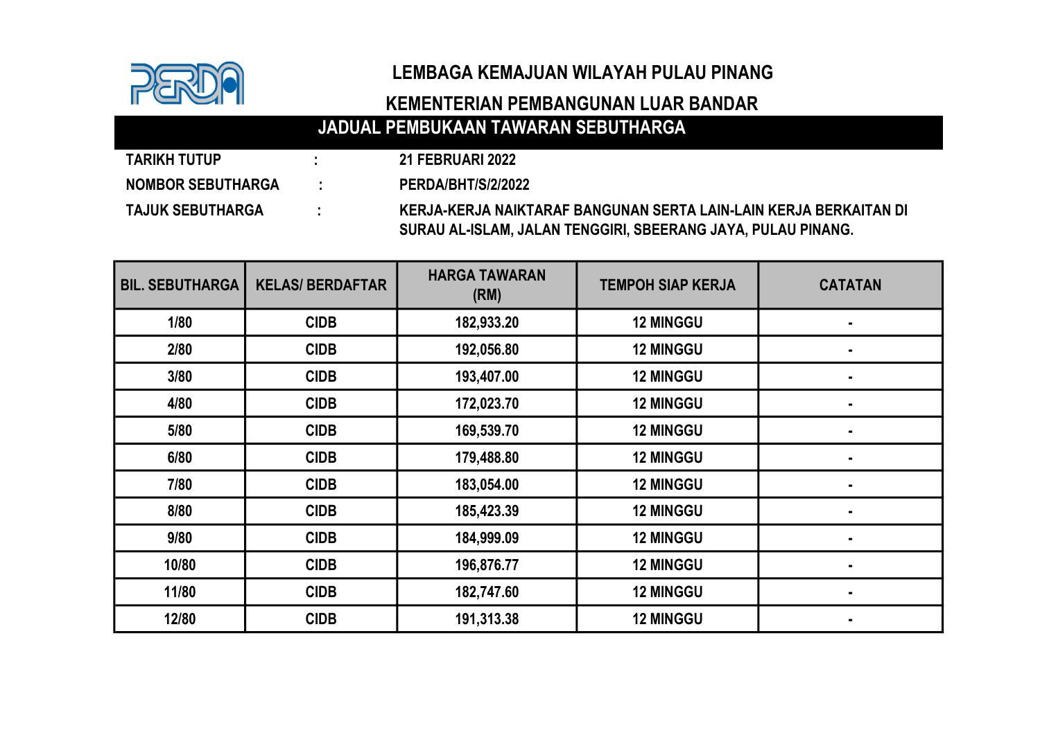# LEMBAGA KEMAJUAN WILAYAH PULAU PINANG

## KEMENTERIAN PEMBANGUNAN LUAR BANDAR

## JADUAL PEMBUKAAN TAWARAN SEBUTHARGA

**TARIKH TUTUP** : **21 FEBRUARI 2022**

**NOMBOR SEBUTHARGA** : **PERDA/BHT/S/2/2022**

**TAJUK SEBUTHARGA** : **KERJA-KERJA NAIKTARAF BANGUNAN SERTA LAIN-LAIN KERJA BERKAITAN DI SURAU AL-ISLAM, JALAN TENGGIRI, SBEERANG JAYA, PULAU PINANG.**

| BIL. SEBUTHARGA | KELAS/ BERDAFTAR | HARGA TAWARAN (RM) | TEMPOH SIAP KERJA | CATATAN |
|---|---|---|---|---|
| 1/80 | CIDB | 182,933.20 | 12 MINGGU | - |
| 2/80 | CIDB | 192,056.80 | 12 MINGGU | - |
| 3/80 | CIDB | 193,407.00 | 12 MINGGU | - |
| 4/80 | CIDB | 172,023.70 | 12 MINGGU | - |
| 5/80 | CIDB | 169,539.70 | 12 MINGGU | - |
| 6/80 | CIDB | 179,488.80 | 12 MINGGU | - |
| 7/80 | CIDB | 183,054.00 | 12 MINGGU | - |
| 8/80 | CIDB | 185,423.39 | 12 MINGGU | - |
| 9/80 | CIDB | 184,999.09 | 12 MINGGU | - |
| 10/80 | CIDB | 196,876.77 | 12 MINGGU | - |
| 11/80 | CIDB | 182,747.60 | 12 MINGGU | - |
| 12/80 | CIDB | 191,313.38 | 12 MINGGU | - |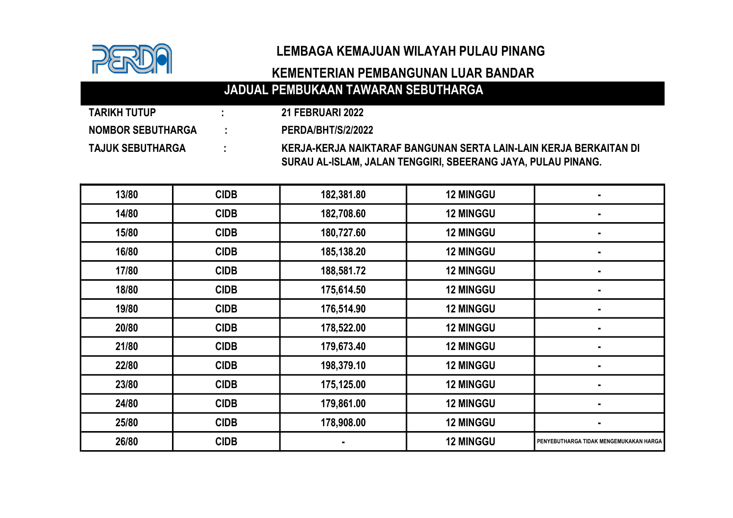**LEMBAGA KEMAJUAN WILAYAH PULAU PINANG**

**KEMENTERIAN PEMBANGUNAN LUAR BANDAR**

## JADUAL PEMBUKAAN TAWARAN SEBUTHARGA

**TARIKH TUTUP** : **21 FEBRUARI 2022**

**NOMBOR SEBUTHARGA** : **PERDA/BHT/S/2/2022**

**TAJUK SEBUTHARGA** : **KERJA-KERJA NAIKTARAF BANGUNAN SERTA LAIN-LAIN KERJA BERKAITAN DI SURAU AL-ISLAM, JALAN TENGGIRI, SBEERANG JAYA, PULAU PINANG.**

| | | | | |
|---|---|---|---|---|
| 13/80 | CIDB | 182,381.80 | 12 MINGGU | - |
| 14/80 | CIDB | 182,708.60 | 12 MINGGU | - |
| 15/80 | CIDB | 180,727.60 | 12 MINGGU | - |
| 16/80 | CIDB | 185,138.20 | 12 MINGGU | - |
| 17/80 | CIDB | 188,581.72 | 12 MINGGU | - |
| 18/80 | CIDB | 175,614.50 | 12 MINGGU | - |
| 19/80 | CIDB | 176,514.90 | 12 MINGGU | - |
| 20/80 | CIDB | 178,522.00 | 12 MINGGU | - |
| 21/80 | CIDB | 179,673.40 | 12 MINGGU | - |
| 22/80 | CIDB | 198,379.10 | 12 MINGGU | - |
| 23/80 | CIDB | 175,125.00 | 12 MINGGU | - |
| 24/80 | CIDB | 179,861.00 | 12 MINGGU | - |
| 25/80 | CIDB | 178,908.00 | 12 MINGGU | - |
| 26/80 | CIDB | - | 12 MINGGU | PENYEBUTHARGA TIDAK MENGEMUKAKAN HARGA |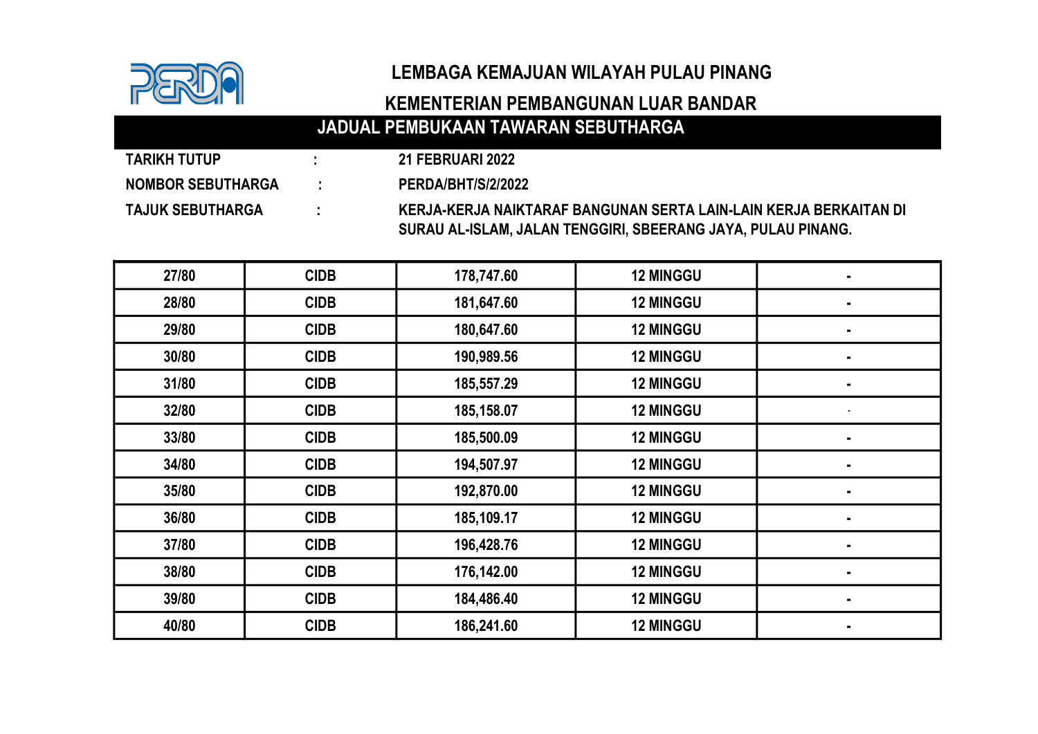**LEMBAGA KEMAJUAN WILAYAH PULAU PINANG**

**KEMENTERIAN PEMBANGUNAN LUAR BANDAR**

## JADUAL PEMBUKAAN TAWARAN SEBUTHARGA

| | | |
|---|---|---|
| **TARIKH TUTUP** | : | **21 FEBRUARI 2022** |
| **NOMBOR SEBUTHARGA** | : | **PERDA/BHT/S/2/2022** |
| **TAJUK SEBUTHARGA** | : | **KERJA-KERJA NAIKTARAF BANGUNAN SERTA LAIN-LAIN KERJA BERKAITAN DI SURAU AL-ISLAM, JALAN TENGGIRI, SBEERANG JAYA, PULAU PINANG.** |

| | | | | |
|---|---|---|---|---|
| 27/80 | CIDB | 178,747.60 | 12 MINGGU | - |
| 28/80 | CIDB | 181,647.60 | 12 MINGGU | - |
| 29/80 | CIDB | 180,647.60 | 12 MINGGU | - |
| 30/80 | CIDB | 190,989.56 | 12 MINGGU | - |
| 31/80 | CIDB | 185,557.29 | 12 MINGGU | - |
| 32/80 | CIDB | 185,158.07 | 12 MINGGU | - |
| 33/80 | CIDB | 185,500.09 | 12 MINGGU | - |
| 34/80 | CIDB | 194,507.97 | 12 MINGGU | - |
| 35/80 | CIDB | 192,870.00 | 12 MINGGU | - |
| 36/80 | CIDB | 185,109.17 | 12 MINGGU | - |
| 37/80 | CIDB | 196,428.76 | 12 MINGGU | - |
| 38/80 | CIDB | 176,142.00 | 12 MINGGU | - |
| 39/80 | CIDB | 184,486.40 | 12 MINGGU | - |
| 40/80 | CIDB | 186,241.60 | 12 MINGGU | - |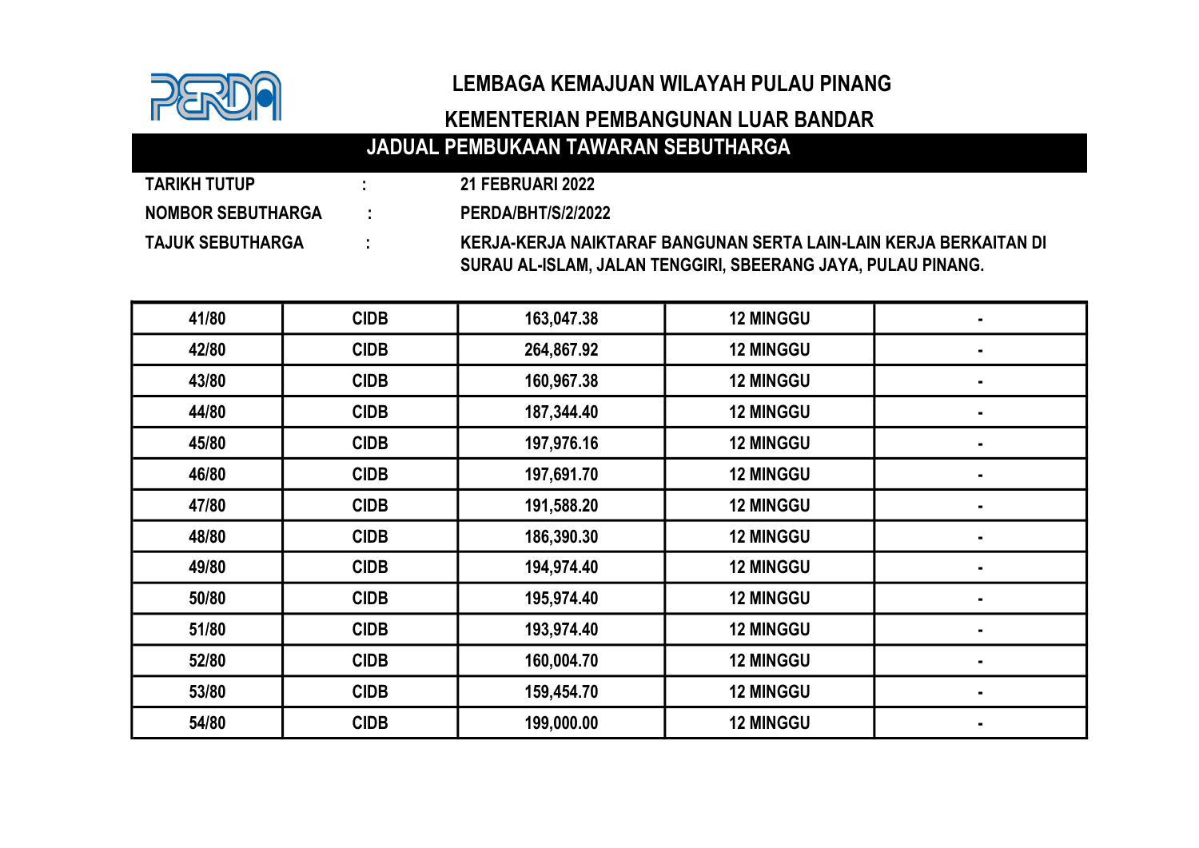PERDA

## LEMBAGA KEMAJUAN WILAYAH PULAU PINANG

## KEMENTERIAN PEMBANGUNAN LUAR BANDAR

## JADUAL PEMBUKAAN TAWARAN SEBUTHARGA

**TARIKH TUTUP** : **21 FEBRUARI 2022**

**NOMBOR SEBUTHARGA** : **PERDA/BHT/S/2/2022**

**TAJUK SEBUTHARGA** : **KERJA-KERJA NAIKTARAF BANGUNAN SERTA LAIN-LAIN KERJA BERKAITAN DI SURAU AL-ISLAM, JALAN TENGGIRI, SBEERANG JAYA, PULAU PINANG.**

| | | | | |
|---|---|---|---|---|
| 41/80 | CIDB | 163,047.38 | 12 MINGGU | - |
| 42/80 | CIDB | 264,867.92 | 12 MINGGU | - |
| 43/80 | CIDB | 160,967.38 | 12 MINGGU | - |
| 44/80 | CIDB | 187,344.40 | 12 MINGGU | - |
| 45/80 | CIDB | 197,976.16 | 12 MINGGU | - |
| 46/80 | CIDB | 197,691.70 | 12 MINGGU | - |
| 47/80 | CIDB | 191,588.20 | 12 MINGGU | - |
| 48/80 | CIDB | 186,390.30 | 12 MINGGU | - |
| 49/80 | CIDB | 194,974.40 | 12 MINGGU | - |
| 50/80 | CIDB | 195,974.40 | 12 MINGGU | - |
| 51/80 | CIDB | 193,974.40 | 12 MINGGU | - |
| 52/80 | CIDB | 160,004.70 | 12 MINGGU | - |
| 53/80 | CIDB | 159,454.70 | 12 MINGGU | - |
| 54/80 | CIDB | 199,000.00 | 12 MINGGU | - |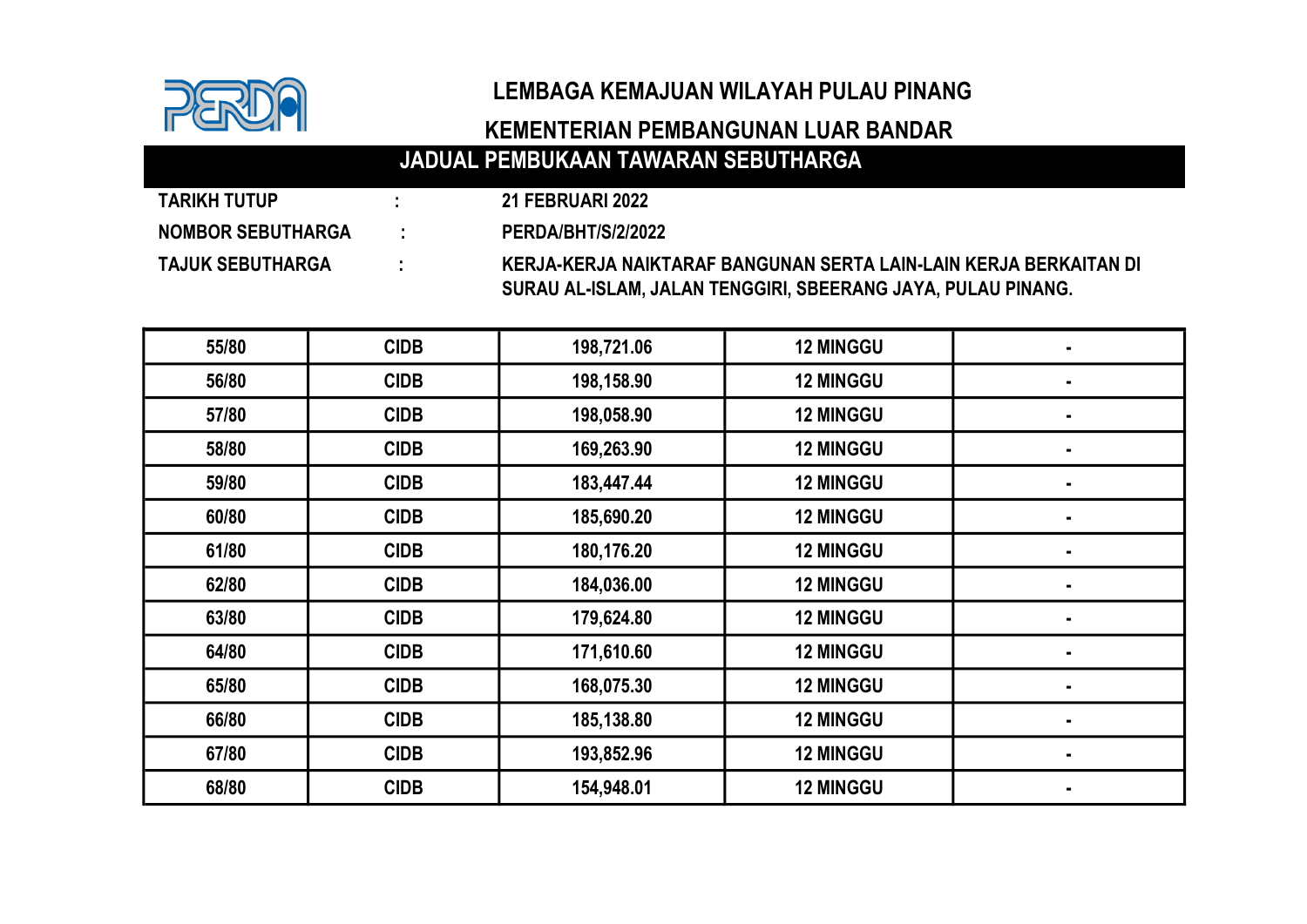PERDA

# LEMBAGA KEMAJUAN WILAYAH PULAU PINANG

## KEMENTERIAN PEMBANGUNAN LUAR BANDAR

## JADUAL PEMBUKAAN TAWARAN SEBUTHARGA

**TARIKH TUTUP** : **21 FEBRUARI 2022**

**NOMBOR SEBUTHARGA** : **PERDA/BHT/S/2/2022**

**TAJUK SEBUTHARGA** : **KERJA-KERJA NAIKTARAF BANGUNAN SERTA LAIN-LAIN KERJA BERKAITAN DI SURAU AL-ISLAM, JALAN TENGGIRI, SBEERANG JAYA, PULAU PINANG.**

| | | | | |
|---|---|---|---|---|
| 55/80 | CIDB | 198,721.06 | 12 MINGGU | - |
| 56/80 | CIDB | 198,158.90 | 12 MINGGU | - |
| 57/80 | CIDB | 198,058.90 | 12 MINGGU | - |
| 58/80 | CIDB | 169,263.90 | 12 MINGGU | - |
| 59/80 | CIDB | 183,447.44 | 12 MINGGU | - |
| 60/80 | CIDB | 185,690.20 | 12 MINGGU | - |
| 61/80 | CIDB | 180,176.20 | 12 MINGGU | - |
| 62/80 | CIDB | 184,036.00 | 12 MINGGU | - |
| 63/80 | CIDB | 179,624.80 | 12 MINGGU | - |
| 64/80 | CIDB | 171,610.60 | 12 MINGGU | - |
| 65/80 | CIDB | 168,075.30 | 12 MINGGU | - |
| 66/80 | CIDB | 185,138.80 | 12 MINGGU | - |
| 67/80 | CIDB | 193,852.96 | 12 MINGGU | - |
| 68/80 | CIDB | 154,948.01 | 12 MINGGU | - |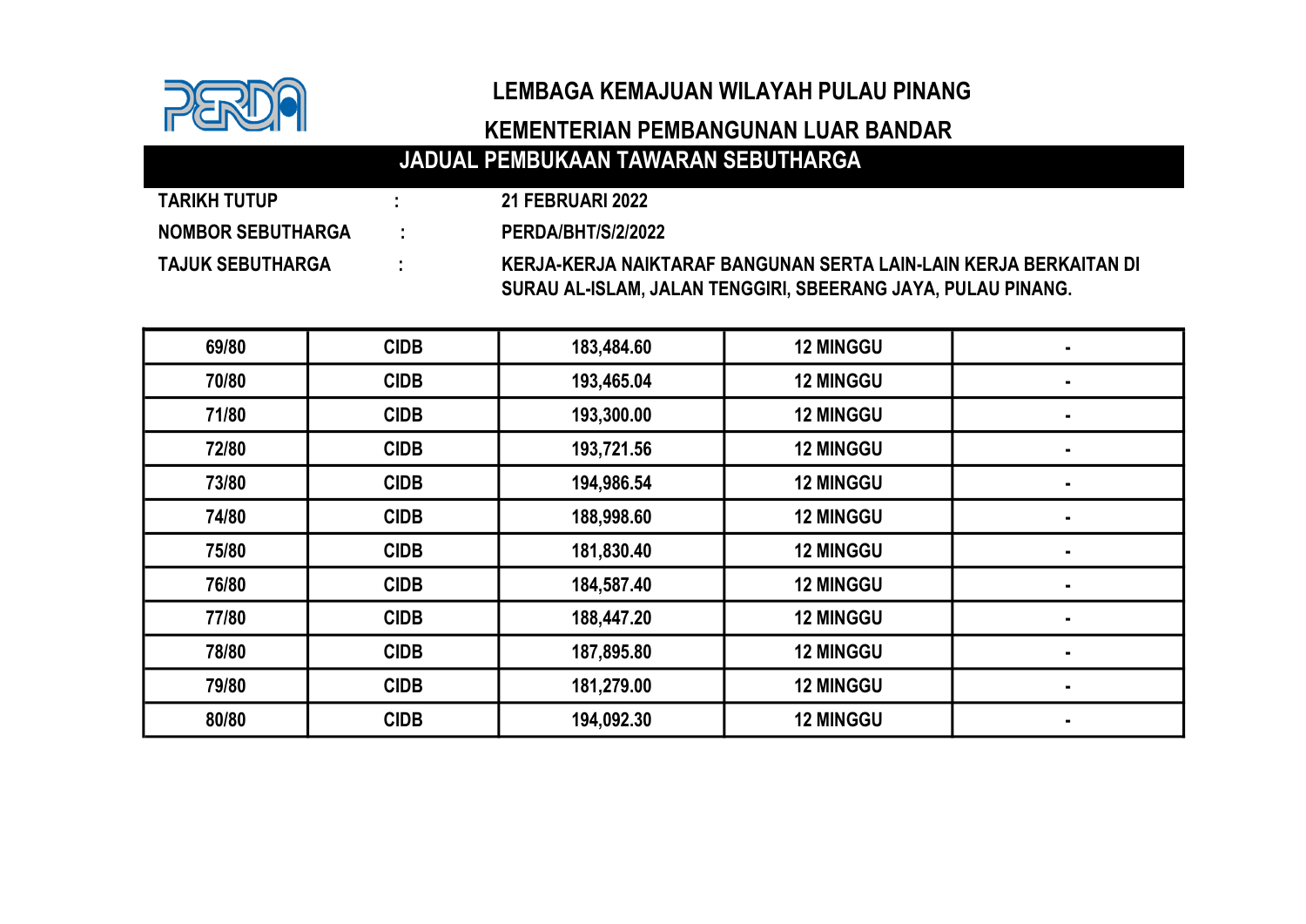**LEMBAGA KEMAJUAN WILAYAH PULAU PINANG**

**KEMENTERIAN PEMBANGUNAN LUAR BANDAR**

## JADUAL PEMBUKAAN TAWARAN SEBUTHARGA

**TARIKH TUTUP** : **21 FEBRUARI 2022**

**NOMBOR SEBUTHARGA** : **PERDA/BHT/S/2/2022**

**TAJUK SEBUTHARGA** : **KERJA-KERJA NAIKTARAF BANGUNAN SERTA LAIN-LAIN KERJA BERKAITAN DI SURAU AL-ISLAM, JALAN TENGGIRI, SBEERANG JAYA, PULAU PINANG.**

| | | | | |
|---|---|---|---|---|
| 69/80 | CIDB | 183,484.60 | 12 MINGGU | - |
| 70/80 | CIDB | 193,465.04 | 12 MINGGU | - |
| 71/80 | CIDB | 193,300.00 | 12 MINGGU | - |
| 72/80 | CIDB | 193,721.56 | 12 MINGGU | - |
| 73/80 | CIDB | 194,986.54 | 12 MINGGU | - |
| 74/80 | CIDB | 188,998.60 | 12 MINGGU | - |
| 75/80 | CIDB | 181,830.40 | 12 MINGGU | - |
| 76/80 | CIDB | 184,587.40 | 12 MINGGU | - |
| 77/80 | CIDB | 188,447.20 | 12 MINGGU | - |
| 78/80 | CIDB | 187,895.80 | 12 MINGGU | - |
| 79/80 | CIDB | 181,279.00 | 12 MINGGU | - |
| 80/80 | CIDB | 194,092.30 | 12 MINGGU | - |